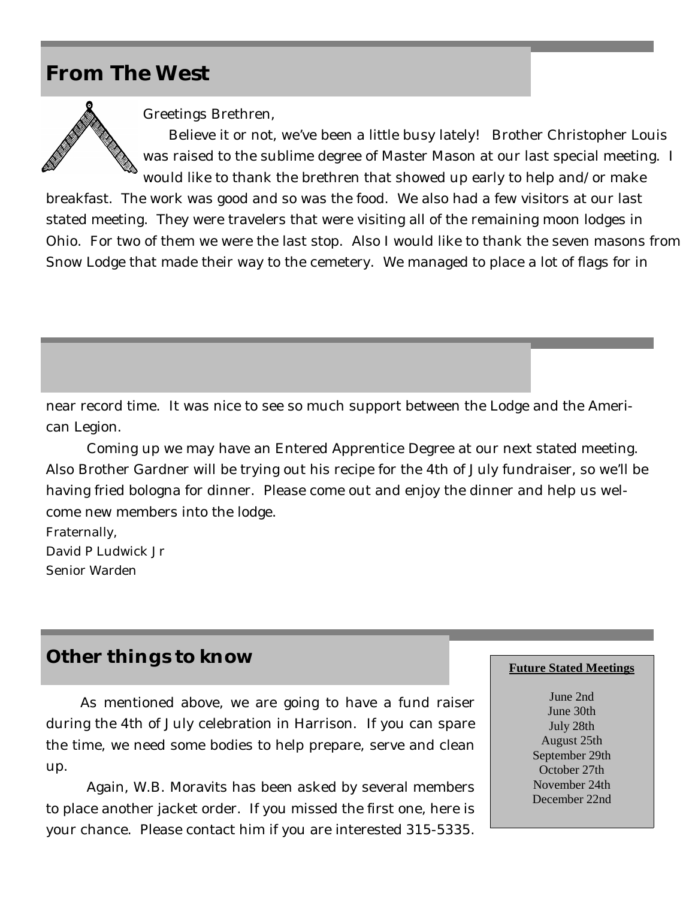## From The West

Greetings Brethren,

Believe it or not, we've been a little busy lately! Brother Christopher Louis was raised to the sublime degree of Master Mason at our last special meeting. I would like to thank the brethren that showed up early to help and/or make breakfast. The work was good and so was the food. We also had a few visitors at our last stated meeting. They were travelers that were visiting all of the remaining moon lodges in Ohio. For two of them we were the last stop. Also I would like to thank the seven masons from Snow Lodge that made their way to the cemetery. We managed to place a lot of flags for in near record time. It was nice to see so much support between the Lodge and the American Legion.

Coming up we may have an Entered Apprentice Degree at our next stated meeting. Also Brother Gardner will be trying out his recipe for the 4th of July fundraiser, so we'll be having fried bologna for dinner. Please come out and enjoy the dinner and help us welcome new members into the lodge.

Fraternally,
David P Ludwick Jr
Senior Warden

## Other things to know

As mentioned above, we are going to have a fund raiser during the 4th of July celebration in Harrison. If you can spare the time, we need some bodies to help prepare, serve and clean up.

Again, W.B. Moravits has been asked by several members to place another jacket order. If you missed the first one, here is your chance. Please contact him if you are interested 315-5335.

**Future Stated Meetings**

June 2nd
June 30th
July 28th
August 25th
September 29th
October 27th
November 24th
December 22nd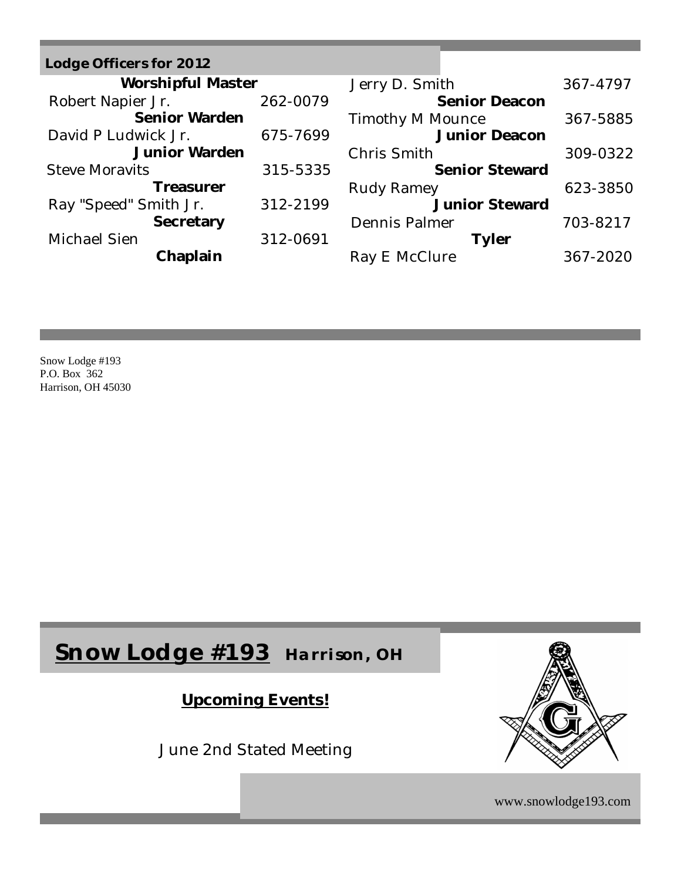## Lodge Officers for 2012

**Worshipful Master**
Robert Napier Jr. 262-0079

**Senior Warden**
David P Ludwick Jr. 675-7699

**Junior Warden**
Steve Moravits 315-5335

**Treasurer**
Ray "Speed" Smith Jr. 312-2199

**Secretary**
Michael Sien 312-0691

**Chaplain**
Jerry D. Smith 367-4797

**Senior Deacon**
Timothy M Mounce 367-5885

**Junior Deacon**
Chris Smith 309-0322

**Senior Steward**
Rudy Ramey 623-3850

**Junior Steward**
Dennis Palmer 703-8217

**Tyler**
Ray E McClure 367-2020

Snow Lodge #193
P.O. Box 362
Harrison, OH 45030

# Snow Lodge #193 **Harrison, OH**

**Upcoming Events!**

June 2nd Stated Meeting

www.snowlodge193.com